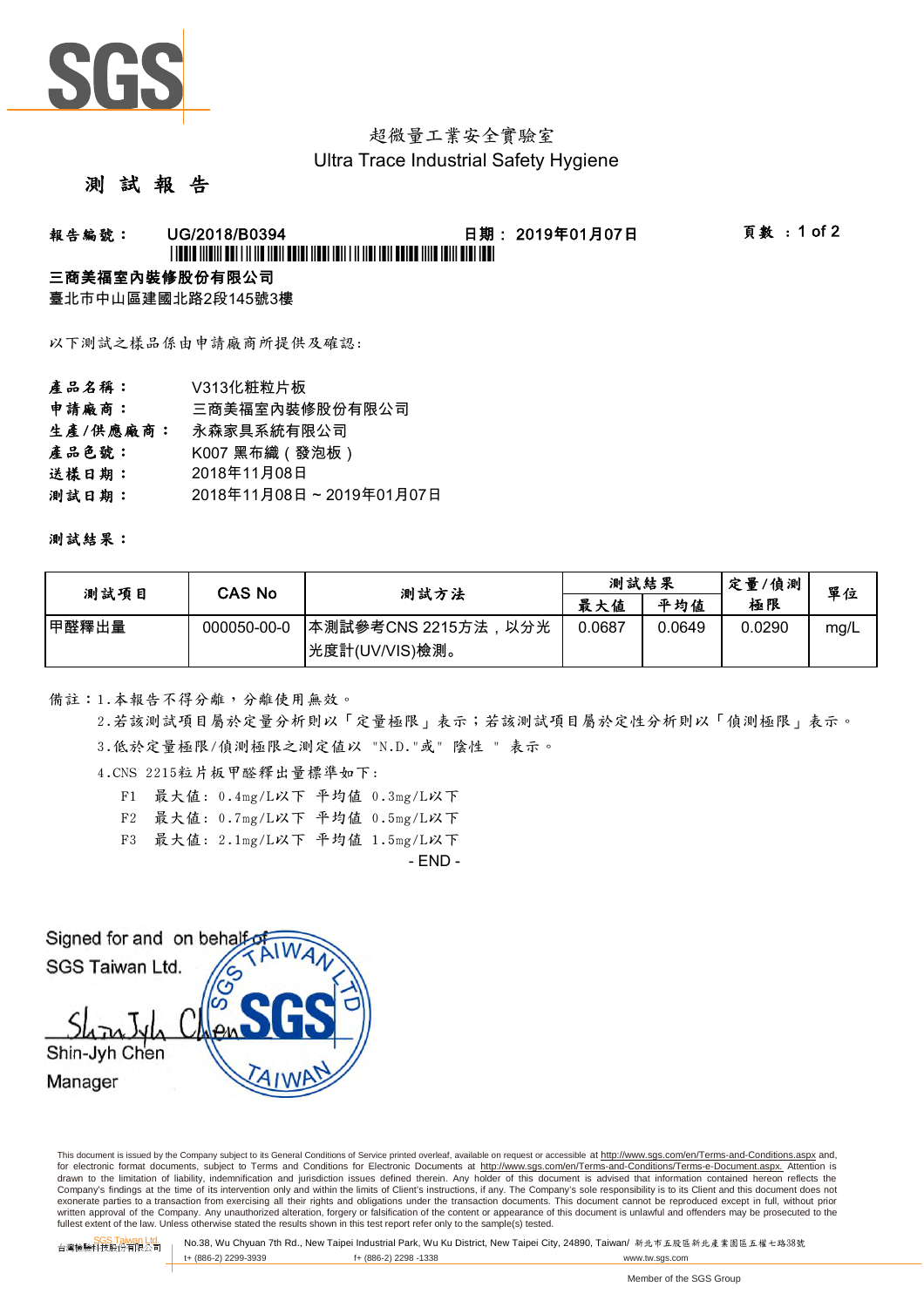SGS

超微量工業安全實驗室
Ultra Trace Industrial Safety Hygiene

# 測 試 報 告

**報告編號：** UG/2018/B0394　　**日期：** 2019年01月07日　　**頁數：** 1 of 2

**三商美福室內裝修股份有限公司**
臺北市中山區建國北路2段145號3樓

以下測試之樣品係由申請廠商所提供及確認：

**產品名稱：** V313化粧粒片板
**申請廠商：** 三商美福室內裝修股份有限公司
**生產/供應廠商：** 永森家具系統有限公司
**產品色號：** K007 黑布織（發泡板）
**送樣日期：** 2018年11月08日
**測試日期：** 2018年11月08日 ~ 2019年01月07日

**測試結果：**

| 測試項目 | CAS No | 測試方法 | 測試結果 | | 定量/偵測極限 | 單位 |
|---|---|---|---|---|---|---|
| | | | 最大值 | 平均值 | | |
| 甲醛釋出量 | 000050-00-0 | 本測試參考CNS 2215方法，以分光光度計(UV/VIS)檢測。 | 0.0687 | 0.0649 | 0.0290 | mg/L |

備註：1.本報告不得分離，分離使用無效。
　　2.若該測試項目屬於定量分析則以「定量極限」表示；若該測試項目屬於定性分析則以「偵測極限」表示。
　　3.低於定量極限/偵測極限之測定值以 "N.D."或" 陰性 " 表示。
　　4.CNS 2215粒片板甲醛釋出量標準如下：
　　　F1　最大值：0.4mg/L以下　平均值 0.3mg/L以下
　　　F2　最大值：0.7mg/L以下　平均值 0.5mg/L以下
　　　F3　最大值：2.1mg/L以下　平均值 1.5mg/L以下

- END -

Signed for and on behalf of
SGS Taiwan Ltd.

Shin-Jyh Chen
Manager

This document is issued by the Company subject to its General Conditions of Service printed overleaf, available on request or accessible at http://www.sgs.com/en/Terms-and-Conditions.aspx and, for electronic format documents, subject to Terms and Conditions for Electronic Documents at http://www.sgs.com/en/Terms-and-Conditions/Terms-e-Document.aspx. Attention is drawn to the limitation of liability, indemnification and jurisdiction issues defined therein. Any holder of this document is advised that information contained hereon reflects the Company's findings at the time of its intervention only and within the limits of Client's instructions, if any. The Company's sole responsibility is to its Client and this document does not exonerate parties to a transaction from exercising all their rights and obligations under the transaction documents. This document cannot be reproduced except in full, without prior written approval of the Company. Any unauthorized alteration, forgery or falsification of the content or appearance of this document is unlawful and offenders may be prosecuted to the fullest extent of the law. Unless otherwise stated the results shown in this test report refer only to the sample(s) tested.

SGS Taiwan Ltd. 台灣檢驗科技股份有限公司　No.38, Wu Chyuan 7th Rd., New Taipei Industrial Park, Wu Ku District, New Taipei City, 24890, Taiwan/ 新北市五股區新北產業園區五權七路38號
t+ (886-2) 2299-3939　f+ (886-2) 2298 -1338　www.tw.sgs.com

Member of the SGS Group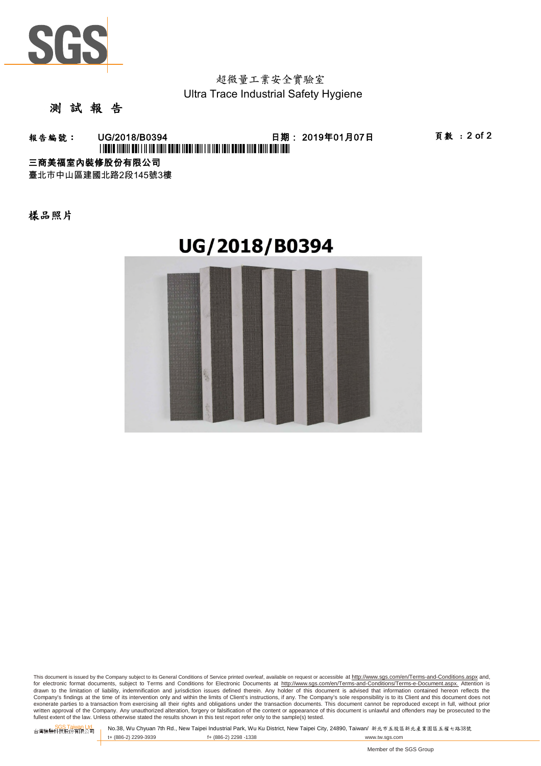# 超微量工業安全實驗室
Ultra Trace Industrial Safety Hygiene

## 測 試 報 告

報告編號： UG/2018/B0394　　日期： 2019年01月07日

**三商美福室內裝修股份有限公司**
臺北市中山區建國北路2段145號3樓

### 樣品照片

UG/2018/B0394

This document is issued by the Company subject to its General Conditions of Service printed overleaf, available on request or accessible at http://www.sgs.com/en/Terms-and-Conditions.aspx and, for electronic format documents, subject to Terms and Conditions for Electronic Documents at http://www.sgs.com/en/Terms-and-Conditions/Terms-e-Document.aspx. Attention is drawn to the limitation of liability, indemnification and jurisdiction issues defined therein. Any holder of this document is advised that information contained hereon reflects the Company's findings at the time of its intervention only and within the limits of Client's instructions, if any. The Company's sole responsibility is to its Client and this document does not exonerate parties to a transaction from exercising all their rights and obligations under the transaction documents. This document cannot be reproduced except in full, without prior written approval of the Company. Any unauthorized alteration, forgery or falsification of the content or appearance of this document is unlawful and offenders may be prosecuted to the fullest extent of the law. Unless otherwise stated the results shown in this test report refer only to the sample(s) tested.

SGS Taiwan Ltd. 台灣檢驗科技股份有限公司 | No.38, Wu Chyuan 7th Rd., New Taipei Industrial Park, Wu Ku District, New Taipei City, 24890, Taiwan/ 新北市五股區新北產業園區五權七路38號
t+ (886-2) 2299-3939　f+ (886-2) 2298 -1338　www.tw.sgs.com

Member of the SGS Group